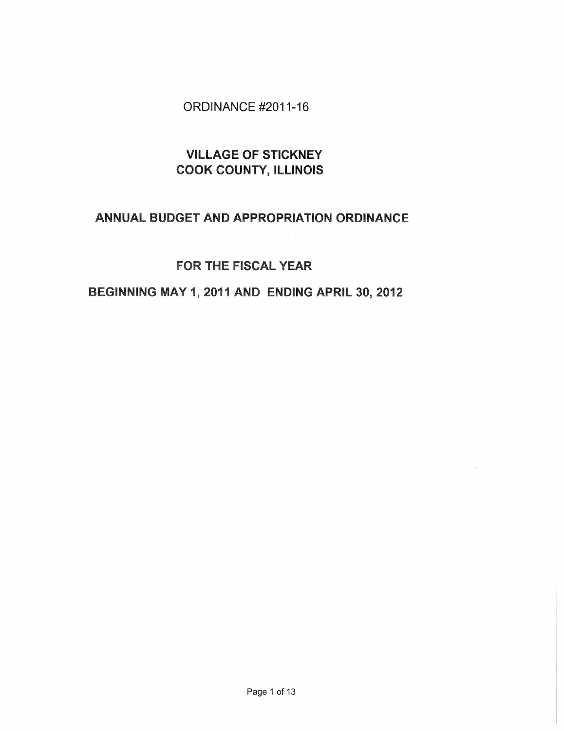ORDINANCE #2011-16

# VILLAGE OF STICKNEY
# COOK COUNTY, ILLINOIS

## ANNUAL BUDGET AND APPROPRIATION ORDINANCE

## FOR THE FISCAL YEAR

## BEGINNING MAY 1, 2011 AND ENDING APRIL 30, 2012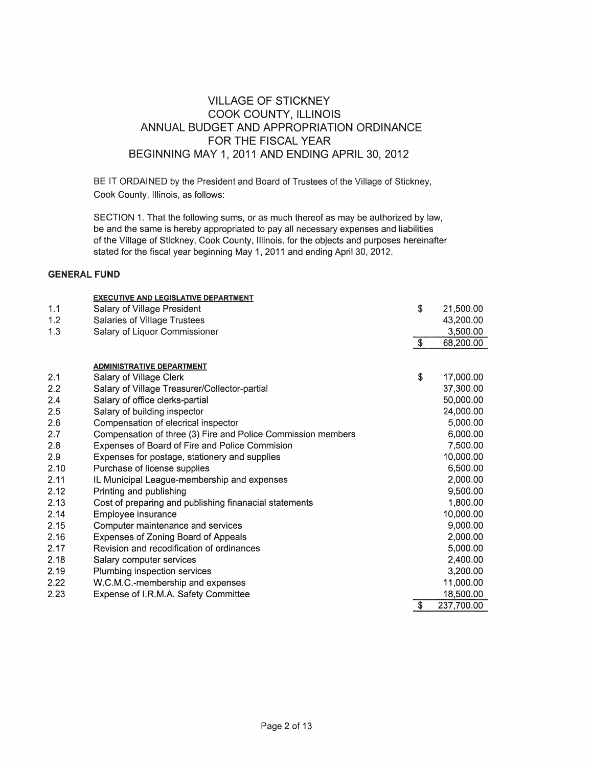# VILLAGE OF STICKNEY
# COOK COUNTY, ILLINOIS
# ANNUAL BUDGET AND APPROPRIATION ORDINANCE
# FOR THE FISCAL YEAR
# BEGINNING MAY 1, 2011 AND ENDING APRIL 30, 2012

BE IT ORDAINED by the President and Board of Trustees of the Village of Stickney, Cook County, Illinois, as follows:

SECTION 1. That the following sums, or as much thereof as may be authorized by law, be and the same is hereby appropriated to pay all necessary expenses and liabilities of the Village of Stickney, Cook County, Illinois. for the objects and purposes hereinafter stated for the fiscal year beginning May 1, 2011 and ending April 30, 2012.

**GENERAL FUND**

| | **EXECUTIVE AND LEGISLATIVE DEPARTMENT** | | |
|---|---|---|---|
| 1.1 | Salary of Village President | $ | 21,500.00 |
| 1.2 | Salaries of Village Trustees | | 43,200.00 |
| 1.3 | Salary of Liquor Commissioner | | 3,500.00 |
| | | $ | 68,200.00 |

| | **ADMINISTRATIVE DEPARTMENT** | | |
|---|---|---|---|
| 2.1 | Salary of Village Clerk | $ | 17,000.00 |
| 2.2 | Salary of Village Treasurer/Collector-partial | | 37,300.00 |
| 2.4 | Salary of office clerks-partial | | 50,000.00 |
| 2.5 | Salary of building inspector | | 24,000.00 |
| 2.6 | Compensation of elecrical inspector | | 5,000.00 |
| 2.7 | Compensation of three (3) Fire and Police Commission members | | 6,000.00 |
| 2.8 | Expenses of Board of Fire and Police Commision | | 7,500.00 |
| 2.9 | Expenses for postage, stationery and supplies | | 10,000.00 |
| 2.10 | Purchase of license supplies | | 6,500.00 |
| 2.11 | IL Municipal League-membership and expenses | | 2,000.00 |
| 2.12 | Printing and publishing | | 9,500.00 |
| 2.13 | Cost of preparing and publishing finanacial statements | | 1,800.00 |
| 2.14 | Employee insurance | | 10,000.00 |
| 2.15 | Computer maintenance and services | | 9,000.00 |
| 2.16 | Expenses of Zoning Board of Appeals | | 2,000.00 |
| 2.17 | Revision and recodification of ordinances | | 5,000.00 |
| 2.18 | Salary computer services | | 2,400.00 |
| 2.19 | Plumbing inspection services | | 3,200.00 |
| 2.22 | W.C.M.C.-membership and expenses | | 11,000.00 |
| 2.23 | Expense of I.R.M.A. Safety Committee | | 18,500.00 |
| | | $ | 237,700.00 |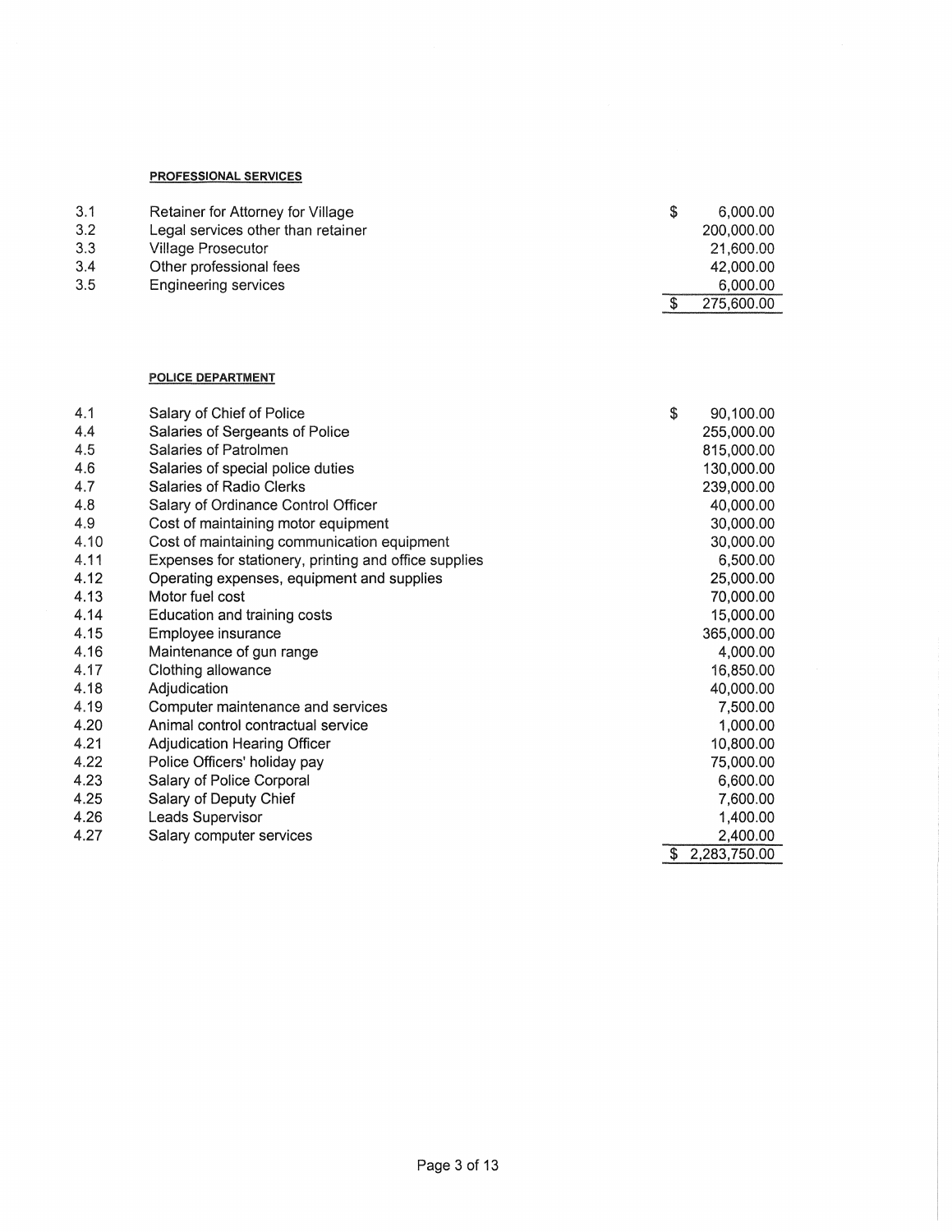**PROFESSIONAL SERVICES**

| | | | |
|---|---|---|---|
| 3.1 | Retainer for Attorney for Village | $ | 6,000.00 |
| 3.2 | Legal services other than retainer | | 200,000.00 |
| 3.3 | Village Prosecutor | | 21,600.00 |
| 3.4 | Other professional fees | | 42,000.00 |
| 3.5 | Engineering services | | 6,000.00 |
| | | $ | 275,600.00 |

**POLICE DEPARTMENT**

| | | | |
|---|---|---|---|
| 4.1 | Salary of Chief of Police | $ | 90,100.00 |
| 4.4 | Salaries of Sergeants of Police | | 255,000.00 |
| 4.5 | Salaries of Patrolmen | | 815,000.00 |
| 4.6 | Salaries of special police duties | | 130,000.00 |
| 4.7 | Salaries of Radio Clerks | | 239,000.00 |
| 4.8 | Salary of Ordinance Control Officer | | 40,000.00 |
| 4.9 | Cost of maintaining motor equipment | | 30,000.00 |
| 4.10 | Cost of maintaining communication equipment | | 30,000.00 |
| 4.11 | Expenses for stationery, printing and office supplies | | 6,500.00 |
| 4.12 | Operating expenses, equipment and supplies | | 25,000.00 |
| 4.13 | Motor fuel cost | | 70,000.00 |
| 4.14 | Education and training costs | | 15,000.00 |
| 4.15 | Employee insurance | | 365,000.00 |
| 4.16 | Maintenance of gun range | | 4,000.00 |
| 4.17 | Clothing allowance | | 16,850.00 |
| 4.18 | Adjudication | | 40,000.00 |
| 4.19 | Computer maintenance and services | | 7,500.00 |
| 4.20 | Animal control contractual service | | 1,000.00 |
| 4.21 | Adjudication Hearing Officer | | 10,800.00 |
| 4.22 | Police Officers' holiday pay | | 75,000.00 |
| 4.23 | Salary of Police Corporal | | 6,600.00 |
| 4.25 | Salary of Deputy Chief | | 7,600.00 |
| 4.26 | Leads Supervisor | | 1,400.00 |
| 4.27 | Salary computer services | | 2,400.00 |
| | | $ | 2,283,750.00 |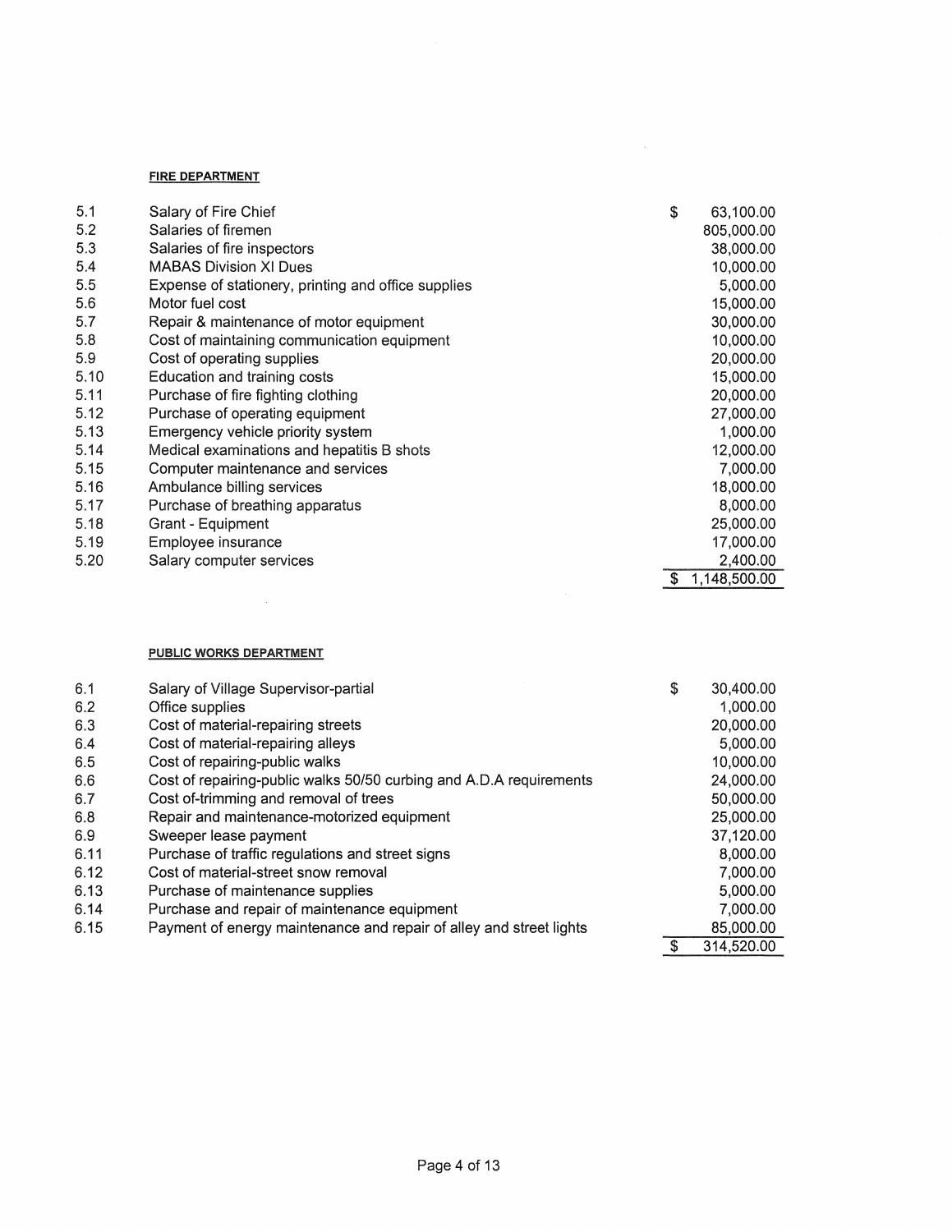**FIRE DEPARTMENT**

| | | |
|---|---|---|
| 5.1 | Salary of Fire Chief | $ 63,100.00 |
| 5.2 | Salaries of firemen | 805,000.00 |
| 5.3 | Salaries of fire inspectors | 38,000.00 |
| 5.4 | MABAS Division XI Dues | 10,000.00 |
| 5.5 | Expense of stationery, printing and office supplies | 5,000.00 |
| 5.6 | Motor fuel cost | 15,000.00 |
| 5.7 | Repair & maintenance of motor equipment | 30,000.00 |
| 5.8 | Cost of maintaining communication equipment | 10,000.00 |
| 5.9 | Cost of operating supplies | 20,000.00 |
| 5.10 | Education and training costs | 15,000.00 |
| 5.11 | Purchase of fire fighting clothing | 20,000.00 |
| 5.12 | Purchase of operating equipment | 27,000.00 |
| 5.13 | Emergency vehicle priority system | 1,000.00 |
| 5.14 | Medical examinations and hepatitis B shots | 12,000.00 |
| 5.15 | Computer maintenance and services | 7,000.00 |
| 5.16 | Ambulance billing services | 18,000.00 |
| 5.17 | Purchase of breathing apparatus | 8,000.00 |
| 5.18 | Grant - Equipment | 25,000.00 |
| 5.19 | Employee insurance | 17,000.00 |
| 5.20 | Salary computer services | 2,400.00 |
| | | $ 1,148,500.00 |

**PUBLIC WORKS DEPARTMENT**

| | | |
|---|---|---|
| 6.1 | Salary of Village Supervisor-partial | $ 30,400.00 |
| 6.2 | Office supplies | 1,000.00 |
| 6.3 | Cost of material-repairing streets | 20,000.00 |
| 6.4 | Cost of material-repairing alleys | 5,000.00 |
| 6.5 | Cost of repairing-public walks | 10,000.00 |
| 6.6 | Cost of repairing-public walks 50/50 curbing and A.D.A requirements | 24,000.00 |
| 6.7 | Cost of-trimming and removal of trees | 50,000.00 |
| 6.8 | Repair and maintenance-motorized equipment | 25,000.00 |
| 6.9 | Sweeper lease payment | 37,120.00 |
| 6.11 | Purchase of traffic regulations and street signs | 8,000.00 |
| 6.12 | Cost of material-street snow removal | 7,000.00 |
| 6.13 | Purchase of maintenance supplies | 5,000.00 |
| 6.14 | Purchase and repair of maintenance equipment | 7,000.00 |
| 6.15 | Payment of energy maintenance and repair of alley and street lights | 85,000.00 |
| | | $ 314,520.00 |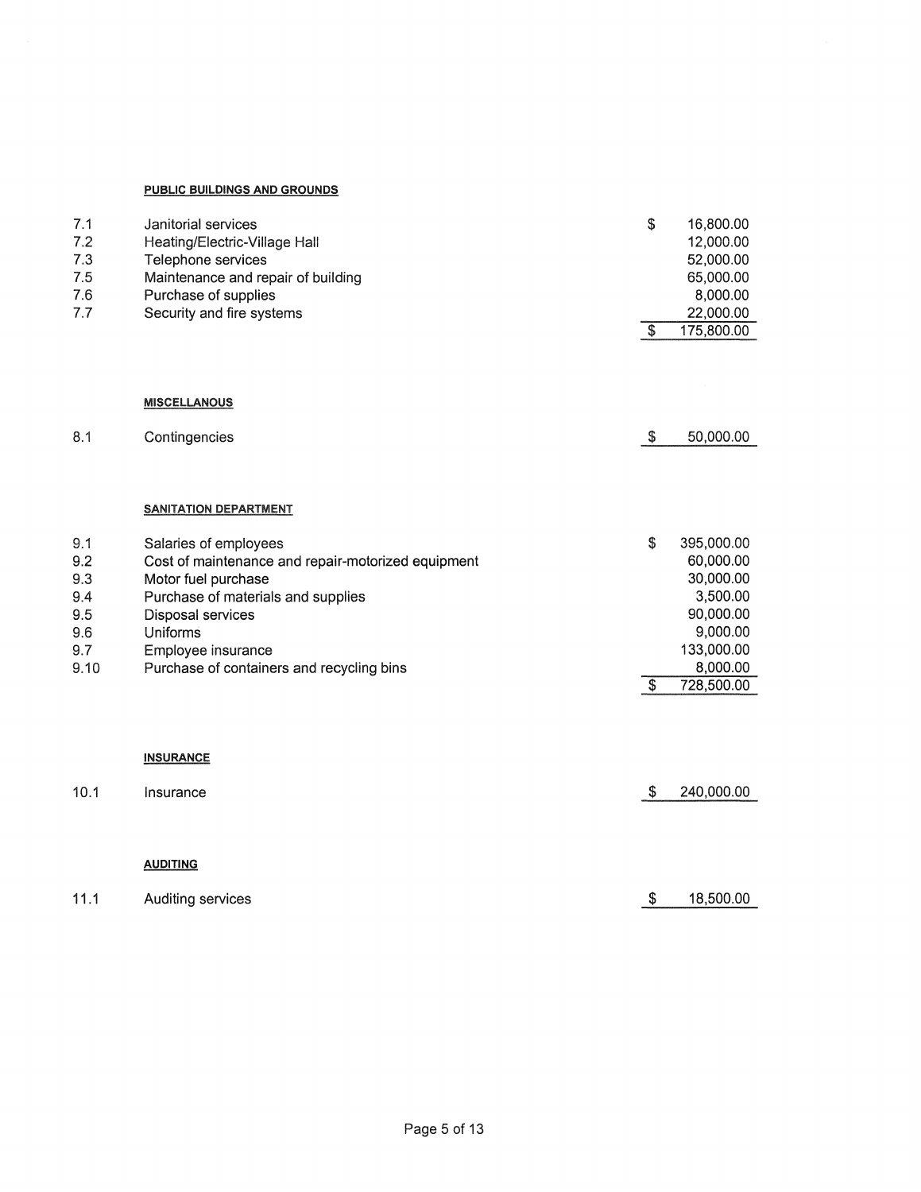**PUBLIC BUILDINGS AND GROUNDS**

| | | | |
|---|---|---|---|
| 7.1 | Janitorial services | $ | 16,800.00 |
| 7.2 | Heating/Electric-Village Hall | | 12,000.00 |
| 7.3 | Telephone services | | 52,000.00 |
| 7.5 | Maintenance and repair of building | | 65,000.00 |
| 7.6 | Purchase of supplies | | 8,000.00 |
| 7.7 | Security and fire systems | | 22,000.00 |
| | | $ | 175,800.00 |

**MISCELLANOUS**

| | | | |
|---|---|---|---|
| 8.1 | Contingencies | $ | 50,000.00 |

**SANITATION DEPARTMENT**

| | | | |
|---|---|---|---|
| 9.1 | Salaries of employees | $ | 395,000.00 |
| 9.2 | Cost of maintenance and repair-motorized equipment | | 60,000.00 |
| 9.3 | Motor fuel purchase | | 30,000.00 |
| 9.4 | Purchase of materials and supplies | | 3,500.00 |
| 9.5 | Disposal services | | 90,000.00 |
| 9.6 | Uniforms | | 9,000.00 |
| 9.7 | Employee insurance | | 133,000.00 |
| 9.10 | Purchase of containers and recycling bins | | 8,000.00 |
| | | $ | 728,500.00 |

**INSURANCE**

| | | | |
|---|---|---|---|
| 10.1 | Insurance | $ | 240,000.00 |

**AUDITING**

| | | | |
|---|---|---|---|
| 11.1 | Auditing services | $ | 18,500.00 |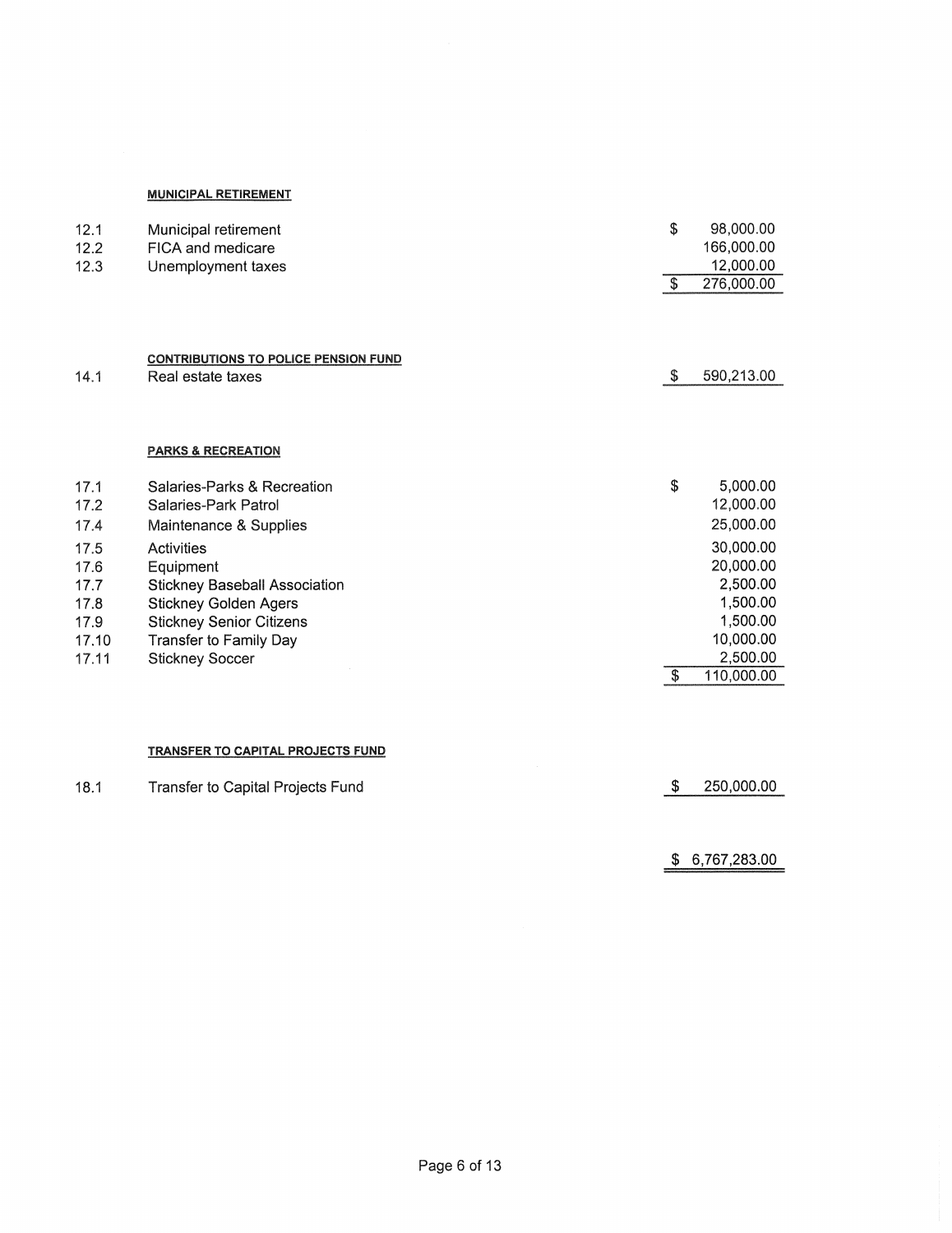**MUNICIPAL RETIREMENT**

| | | | |
|---|---|---|---|
| 12.1 | Municipal retirement | $ | 98,000.00 |
| 12.2 | FICA and medicare | | 166,000.00 |
| 12.3 | Unemployment taxes | | 12,000.00 |
| | | $ | 276,000.00 |

**CONTRIBUTIONS TO POLICE PENSION FUND**

| | | | |
|---|---|---|---|
| 14.1 | Real estate taxes | $ | 590,213.00 |

**PARKS & RECREATION**

| | | | |
|---|---|---|---|
| 17.1 | Salaries-Parks & Recreation | $ | 5,000.00 |
| 17.2 | Salaries-Park Patrol | | 12,000.00 |
| 17.4 | Maintenance & Supplies | | 25,000.00 |
| 17.5 | Activities | | 30,000.00 |
| 17.6 | Equipment | | 20,000.00 |
| 17.7 | Stickney Baseball Association | | 2,500.00 |
| 17.8 | Stickney Golden Agers | | 1,500.00 |
| 17.9 | Stickney Senior Citizens | | 1,500.00 |
| 17.10 | Transfer to Family Day | | 10,000.00 |
| 17.11 | Stickney Soccer | | 2,500.00 |
| | | $ | 110,000.00 |

**TRANSFER TO CAPITAL PROJECTS FUND**

| | | | |
|---|---|---|---|
| 18.1 | Transfer to Capital Projects Fund | $ | 250,000.00 |

| | | | |
|---|---|---|---|
| | | $ | 6,767,283.00 |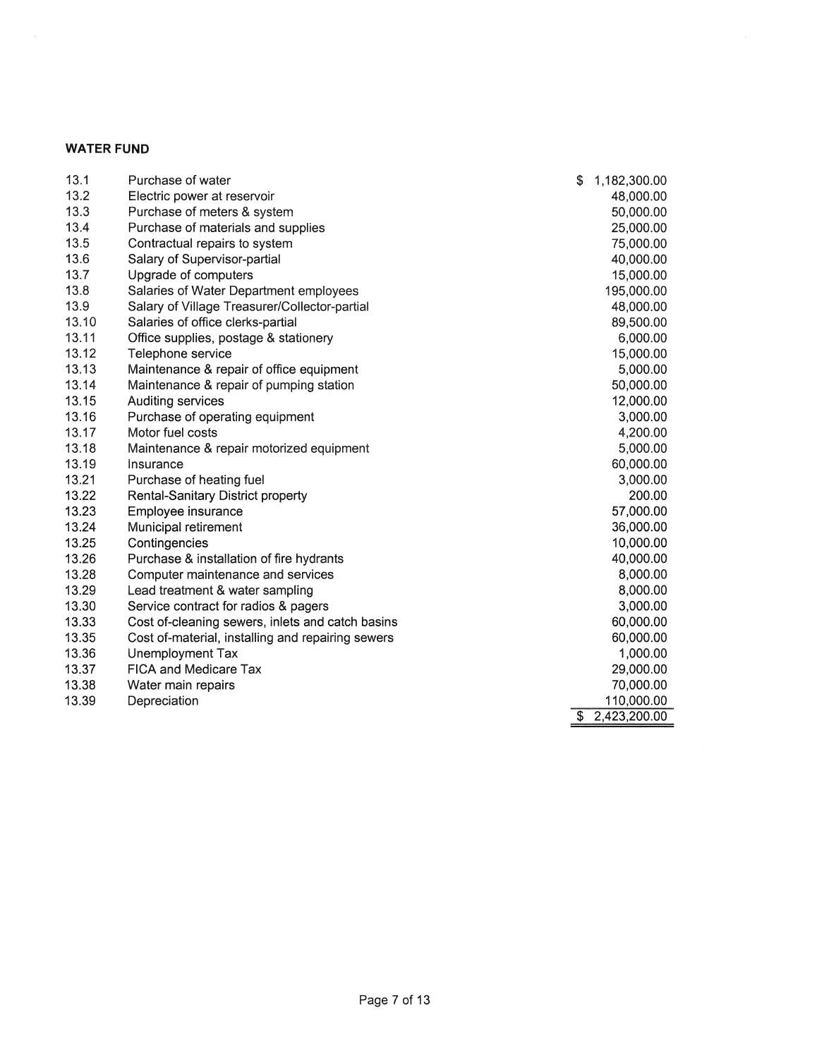**WATER FUND**

| | | |
|---|---|---|
| 13.1 | Purchase of water | $ 1,182,300.00 |
| 13.2 | Electric power at reservoir | 48,000.00 |
| 13.3 | Purchase of meters & system | 50,000.00 |
| 13.4 | Purchase of materials and supplies | 25,000.00 |
| 13.5 | Contractual repairs to system | 75,000.00 |
| 13.6 | Salary of Supervisor-partial | 40,000.00 |
| 13.7 | Upgrade of computers | 15,000.00 |
| 13.8 | Salaries of Water Department employees | 195,000.00 |
| 13.9 | Salary of Village Treasurer/Collector-partial | 48,000.00 |
| 13.10 | Salaries of office clerks-partial | 89,500.00 |
| 13.11 | Office supplies, postage & stationery | 6,000.00 |
| 13.12 | Telephone service | 15,000.00 |
| 13.13 | Maintenance & repair of office equipment | 5,000.00 |
| 13.14 | Maintenance & repair of pumping station | 50,000.00 |
| 13.15 | Auditing services | 12,000.00 |
| 13.16 | Purchase of operating equipment | 3,000.00 |
| 13.17 | Motor fuel costs | 4,200.00 |
| 13.18 | Maintenance & repair motorized equipment | 5,000.00 |
| 13.19 | Insurance | 60,000.00 |
| 13.21 | Purchase of heating fuel | 3,000.00 |
| 13.22 | Rental-Sanitary District property | 200.00 |
| 13.23 | Employee insurance | 57,000.00 |
| 13.24 | Municipal retirement | 36,000.00 |
| 13.25 | Contingencies | 10,000.00 |
| 13.26 | Purchase & installation of fire hydrants | 40,000.00 |
| 13.28 | Computer maintenance and services | 8,000.00 |
| 13.29 | Lead treatment & water sampling | 8,000.00 |
| 13.30 | Service contract for radios & pagers | 3,000.00 |
| 13.33 | Cost of-cleaning sewers, inlets and catch basins | 60,000.00 |
| 13.35 | Cost of-material, installing and repairing sewers | 60,000.00 |
| 13.36 | Unemployment Tax | 1,000.00 |
| 13.37 | FICA and Medicare Tax | 29,000.00 |
| 13.38 | Water main repairs | 70,000.00 |
| 13.39 | Depreciation | 110,000.00 |
| | | $ 2,423,200.00 |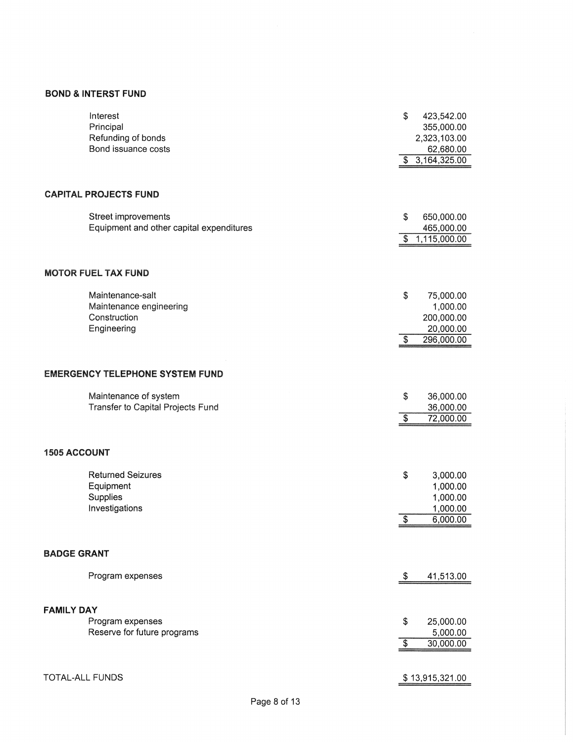### BOND & INTERST FUND

| | |
|---|---|
| Interest | $ 423,542.00 |
| Principal | 355,000.00 |
| Refunding of bonds | 2,323,103.00 |
| Bond issuance costs | 62,680.00 |
| | $ 3,164,325.00 |

### CAPITAL PROJECTS FUND

| | |
|---|---|
| Street improvements | $ 650,000.00 |
| Equipment and other capital expenditures | 465,000.00 |
| | $ 1,115,000.00 |

### MOTOR FUEL TAX FUND

| | |
|---|---|
| Maintenance-salt | $ 75,000.00 |
| Maintenance engineering | 1,000.00 |
| Construction | 200,000.00 |
| Engineering | 20,000.00 |
| | $ 296,000.00 |

### EMERGENCY TELEPHONE SYSTEM FUND

| | |
|---|---|
| Maintenance of system | $ 36,000.00 |
| Transfer to Capital Projects Fund | 36,000.00 |
| | $ 72,000.00 |

### 1505 ACCOUNT

| | |
|---|---|
| Returned Seizures | $ 3,000.00 |
| Equipment | 1,000.00 |
| Supplies | 1,000.00 |
| Investigations | 1,000.00 |
| | $ 6,000.00 |

### BADGE GRANT

| | |
|---|---|
| Program expenses | $ 41,513.00 |

### FAMILY DAY

| | |
|---|---|
| Program expenses | $ 25,000.00 |
| Reserve for future programs | 5,000.00 |
| | $ 30,000.00 |

| | |
|---|---|
| TOTAL-ALL FUNDS | $ 13,915,321.00 |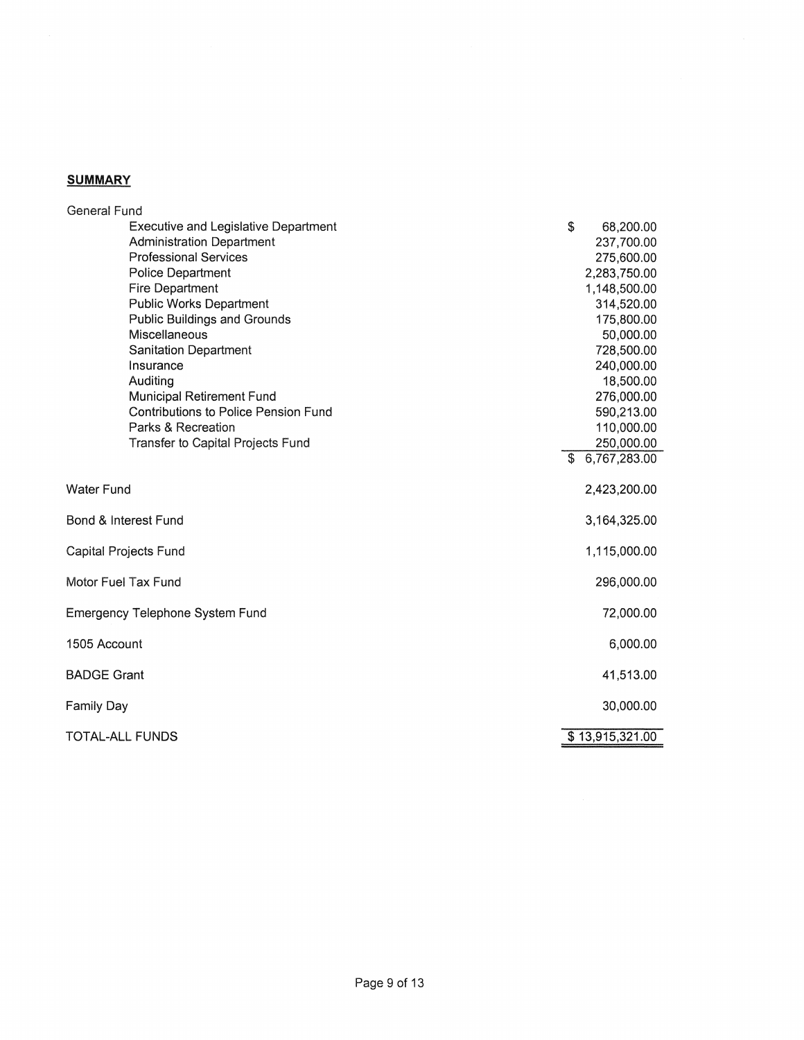## SUMMARY

| | |
|---|---|
| **General Fund** | |
| Executive and Legislative Department | $ 68,200.00 |
| Administration Department | 237,700.00 |
| Professional Services | 275,600.00 |
| Police Department | 2,283,750.00 |
| Fire Department | 1,148,500.00 |
| Public Works Department | 314,520.00 |
| Public Buildings and Grounds | 175,800.00 |
| Miscellaneous | 50,000.00 |
| Sanitation Department | 728,500.00 |
| Insurance | 240,000.00 |
| Auditing | 18,500.00 |
| Municipal Retirement Fund | 276,000.00 |
| Contributions to Police Pension Fund | 590,213.00 |
| Parks & Recreation | 110,000.00 |
| Transfer to Capital Projects Fund | 250,000.00 |
| | $ 6,767,283.00 |
| Water Fund | 2,423,200.00 |
| Bond & Interest Fund | 3,164,325.00 |
| Capital Projects Fund | 1,115,000.00 |
| Motor Fuel Tax Fund | 296,000.00 |
| Emergency Telephone System Fund | 72,000.00 |
| 1505 Account | 6,000.00 |
| BADGE Grant | 41,513.00 |
| Family Day | 30,000.00 |
| TOTAL-ALL FUNDS | $ 13,915,321.00 |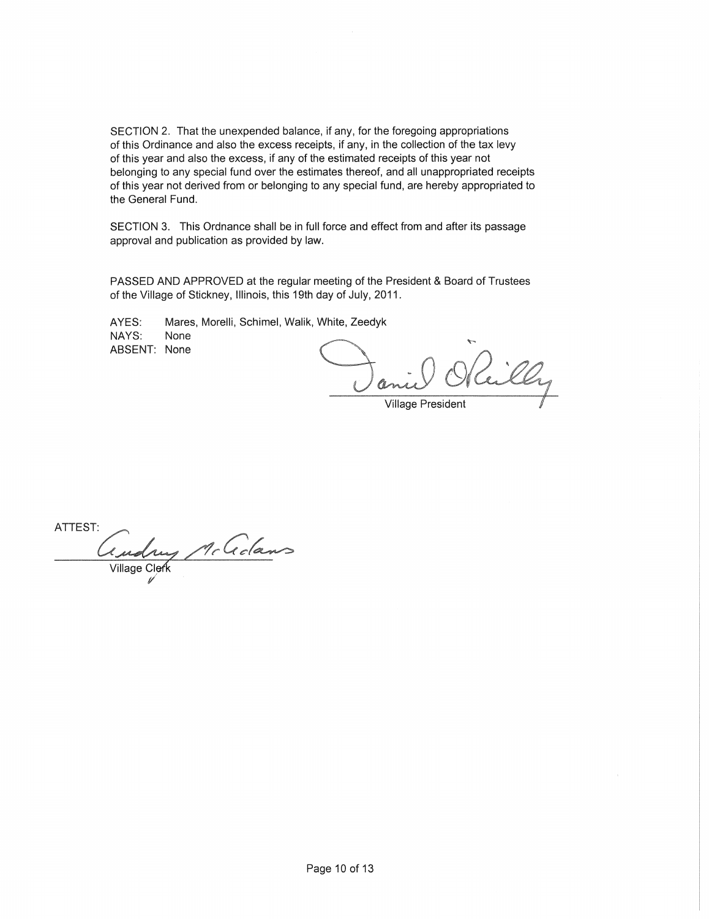SECTION 2. That the unexpended balance, if any, for the foregoing appropriations of this Ordinance and also the excess receipts, if any, in the collection of the tax levy of this year and also the excess, if any of the estimated receipts of this year not belonging to any special fund over the estimates thereof, and all unappropriated receipts of this year not derived from or belonging to any special fund, are hereby appropriated to the General Fund.

SECTION 3. This Ordnance shall be in full force and effect from and after its passage approval and publication as provided by law.

PASSED AND APPROVED at the regular meeting of the President & Board of Trustees of the Village of Stickney, Illinois, this 19th day of July, 2011.

AYES: Mares, Morelli, Schimel, Walik, White, Zeedyk
NAYS: None
ABSENT: None

Daniel O'Reilly
Village President

ATTEST:

Audrey McAdams
Village Clerk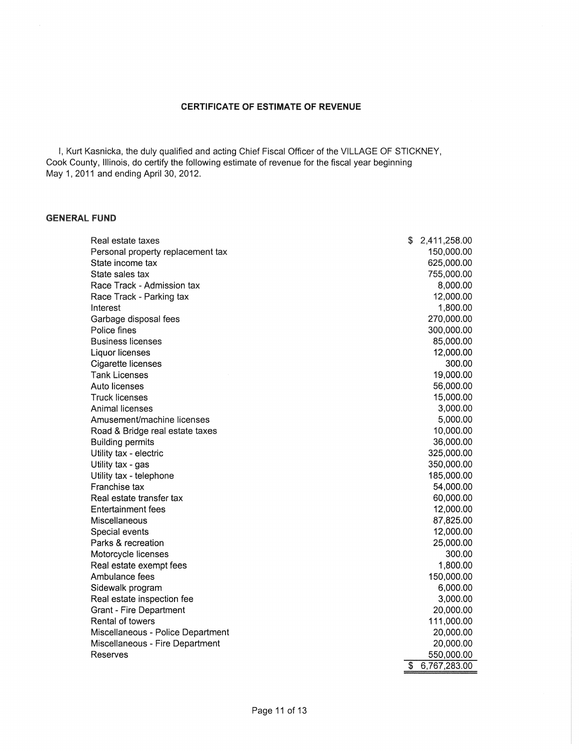## CERTIFICATE OF ESTIMATE OF REVENUE

I, Kurt Kasnicka, the duly qualified and acting Chief Fiscal Officer of the VILLAGE OF STICKNEY, Cook County, Illinois, do certify the following estimate of revenue for the fiscal year beginning May 1, 2011 and ending April 30, 2012.

### GENERAL FUND

| | |
|---|---:|
| Real estate taxes | $ 2,411,258.00 |
| Personal property replacement tax | 150,000.00 |
| State income tax | 625,000.00 |
| State sales tax | 755,000.00 |
| Race Track - Admission tax | 8,000.00 |
| Race Track - Parking tax | 12,000.00 |
| Interest | 1,800.00 |
| Garbage disposal fees | 270,000.00 |
| Police fines | 300,000.00 |
| Business licenses | 85,000.00 |
| Liquor licenses | 12,000.00 |
| Cigarette licenses | 300.00 |
| Tank Licenses | 19,000.00 |
| Auto licenses | 56,000.00 |
| Truck licenses | 15,000.00 |
| Animal licenses | 3,000.00 |
| Amusement/machine licenses | 5,000.00 |
| Road & Bridge real estate taxes | 10,000.00 |
| Building permits | 36,000.00 |
| Utility tax - electric | 325,000.00 |
| Utility tax - gas | 350,000.00 |
| Utility tax - telephone | 185,000.00 |
| Franchise tax | 54,000.00 |
| Real estate transfer tax | 60,000.00 |
| Entertainment fees | 12,000.00 |
| Miscellaneous | 87,825.00 |
| Special events | 12,000.00 |
| Parks & recreation | 25,000.00 |
| Motorcycle licenses | 300.00 |
| Real estate exempt fees | 1,800.00 |
| Ambulance fees | 150,000.00 |
| Sidewalk program | 6,000.00 |
| Real estate inspection fee | 3,000.00 |
| Grant - Fire Department | 20,000.00 |
| Rental of towers | 111,000.00 |
| Miscellaneous - Police Department | 20,000.00 |
| Miscellaneous - Fire Department | 20,000.00 |
| Reserves | 550,000.00 |
| | $ 6,767,283.00 |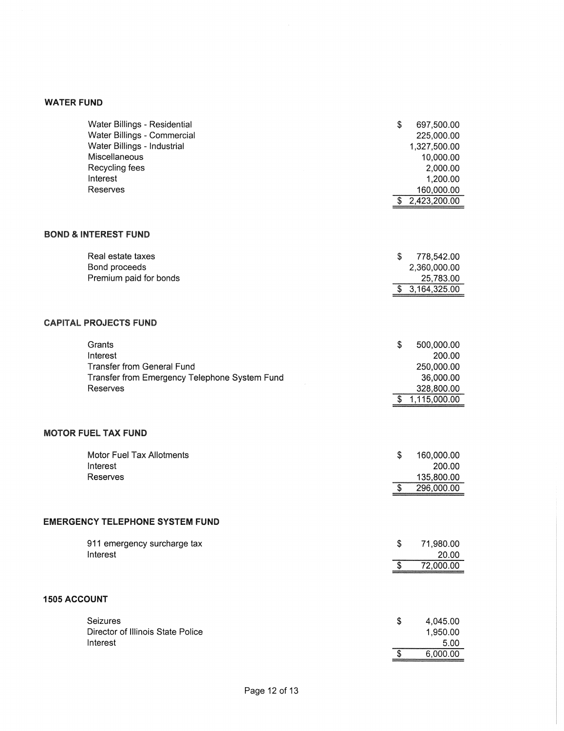## WATER FUND

| | |
|---|---|
| Water Billings - Residential | $ 697,500.00 |
| Water Billings - Commercial | 225,000.00 |
| Water Billings - Industrial | 1,327,500.00 |
| Miscellaneous | 10,000.00 |
| Recycling fees | 2,000.00 |
| Interest | 1,200.00 |
| Reserves | 160,000.00 |
| | $ 2,423,200.00 |

## BOND & INTEREST FUND

| | |
|---|---|
| Real estate taxes | $ 778,542.00 |
| Bond proceeds | 2,360,000.00 |
| Premium paid for bonds | 25,783.00 |
| | $ 3,164,325.00 |

## CAPITAL PROJECTS FUND

| | |
|---|---|
| Grants | $ 500,000.00 |
| Interest | 200.00 |
| Transfer from General Fund | 250,000.00 |
| Transfer from Emergency Telephone System Fund | 36,000.00 |
| Reserves | 328,800.00 |
| | $ 1,115,000.00 |

## MOTOR FUEL TAX FUND

| | |
|---|---|
| Motor Fuel Tax Allotments | $ 160,000.00 |
| Interest | 200.00 |
| Reserves | 135,800.00 |
| | $ 296,000.00 |

## EMERGENCY TELEPHONE SYSTEM FUND

| | |
|---|---|
| 911 emergency surcharge tax | $ 71,980.00 |
| Interest | 20.00 |
| | $ 72,000.00 |

## 1505 ACCOUNT

| | |
|---|---|
| Seizures | $ 4,045.00 |
| Director of Illinois State Police | 1,950.00 |
| Interest | 5.00 |
| | $ 6,000.00 |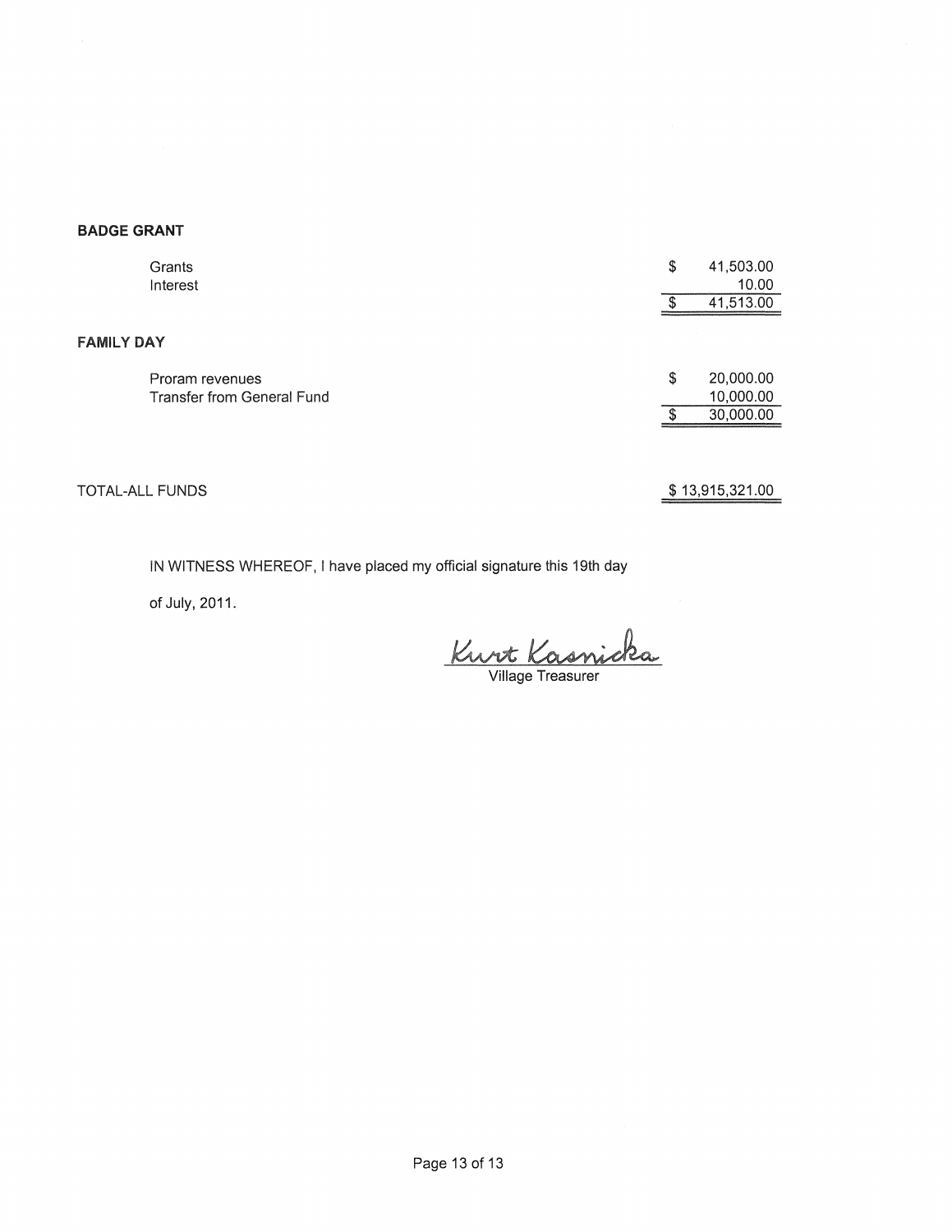**BADGE GRANT**

| | | |
|---|---|---|
| Grants | $ | 41,503.00 |
| Interest | | 10.00 |
| | $ | 41,513.00 |

**FAMILY DAY**

| | | |
|---|---|---|
| Proram revenues | $ | 20,000.00 |
| Transfer from General Fund | | 10,000.00 |
| | $ | 30,000.00 |

TOTAL-ALL FUNDS $ 13,915,321.00

IN WITNESS WHEREOF, I have placed my official signature this 19th day

of July, 2011.

Kurt Kasnicka
Village Treasurer